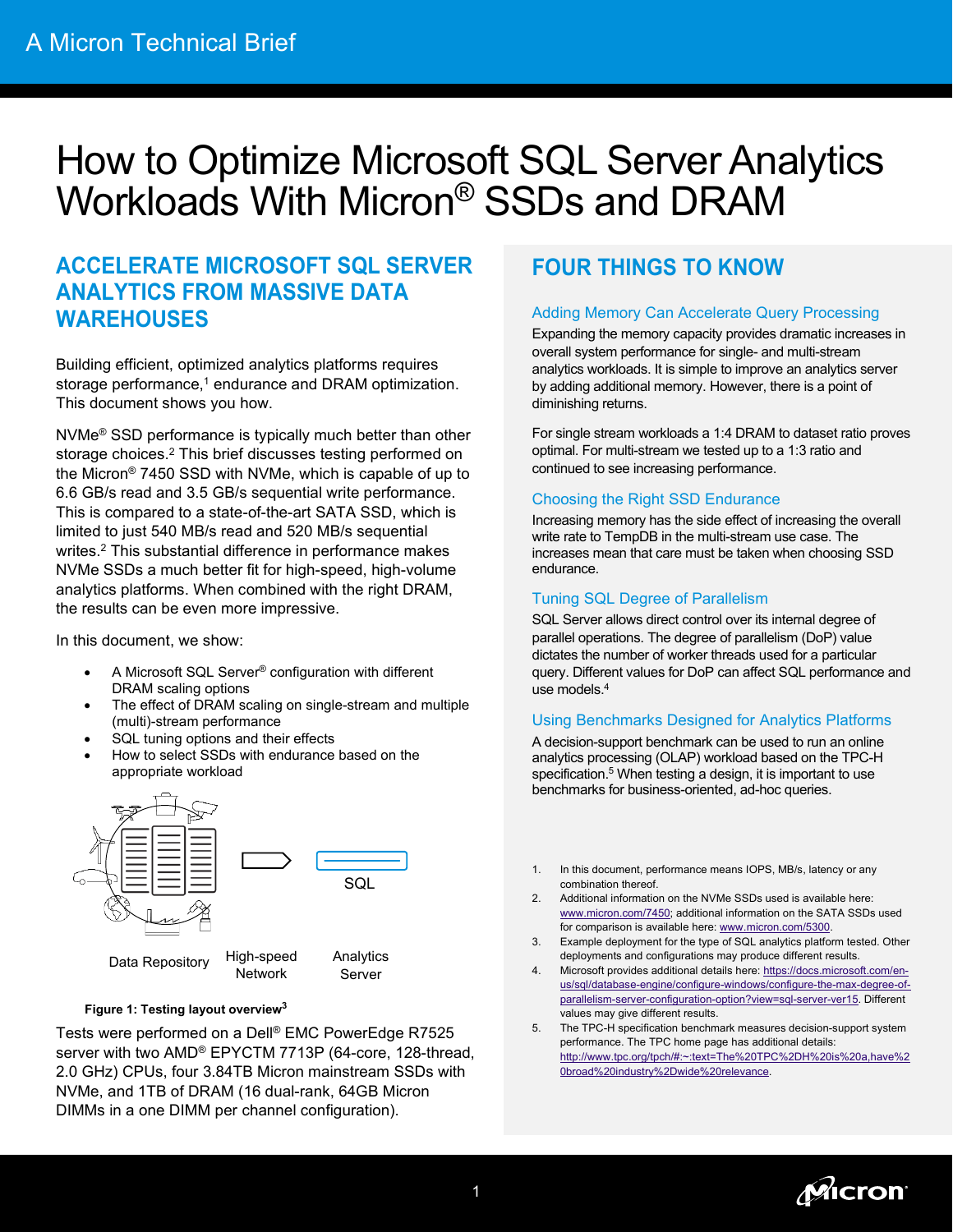# How to Optimize Microsoft SQL Server Analytics Workloads With Micron® SSDs and DRAM

## ACCELERATE MICROSOFT SQL SERVER ANALYTICS FROM MASSIVE DATA WAREHOUSES

Building efficient, optimized analytics platforms requires storage performance,[1] endurance and DRAM optimization. This document shows you how.

NVMe® SSD performance is typically much better than other storage choices.[2] This brief discusses testing performed on the Micron® 7450 SSD with NVMe, which is capable of up to 6.6 GB/s read and 3.5 GB/s sequential write performance. This is compared to a state-of-the-art SATA SSD, which is limited to just 540 MB/s read and 520 MB/s sequential writes.[2] This substantial difference in performance makes NVMe SSDs a much better fit for high-speed, high-volume analytics platforms. When combined with the right DRAM, the results can be even more impressive.

In this document, we show:

- A Microsoft SQL Server® configuration with different DRAM scaling options
- The effect of DRAM scaling on single-stream and multiple (multi)-stream performance
- SQL tuning options and their effects
- How to select SSDs with endurance based on the appropriate workload

Data Repository | High-speed Network | SQL Analytics Server

**Figure 1: Testing layout overview[3]**

Tests were performed on a Dell® EMC PowerEdge R7525 server with two AMD® EPYCTM 7713P (64-core, 128-thread, 2.0 GHz) CPUs, four 3.84TB Micron mainstream SSDs with NVMe, and 1TB of DRAM (16 dual-rank, 64GB Micron DIMMs in a one DIMM per channel configuration).

## FOUR THINGS TO KNOW

### Adding Memory Can Accelerate Query Processing

Expanding the memory capacity provides dramatic increases in overall system performance for single- and multi-stream analytics workloads. It is simple to improve an analytics server by adding additional memory. However, there is a point of diminishing returns.

For single stream workloads a 1:4 DRAM to dataset ratio proves optimal. For multi-stream we tested up to a 1:3 ratio and continued to see increasing performance.

### Choosing the Right SSD Endurance

Increasing memory has the side effect of increasing the overall write rate to TempDB in the multi-stream use case. The increases mean that care must be taken when choosing SSD endurance.

### Tuning SQL Degree of Parallelism

SQL Server allows direct control over its internal degree of parallel operations. The degree of parallelism (DoP) value dictates the number of worker threads used for a particular query. Different values for DoP can affect SQL performance and use models.[4]

### Using Benchmarks Designed for Analytics Platforms

A decision-support benchmark can be used to run an online analytics processing (OLAP) workload based on the TPC-H specification.[5] When testing a design, it is important to use benchmarks for business-oriented, ad-hoc queries.

1. In this document, performance means IOPS, MB/s, latency or any combination thereof.
2. Additional information on the NVMe SSDs used is available here: www.micron.com/7450; additional information on the SATA SSDs used for comparison is available here: www.micron.com/5300.
3. Example deployment for the type of SQL analytics platform tested. Other deployments and configurations may produce different results.
4. Microsoft provides additional details here: https://docs.microsoft.com/en-us/sql/database-engine/configure-windows/configure-the-max-degree-of-parallelism-server-configuration-option?view=sql-server-ver15. Different values may give different results.
5. The TPC-H specification benchmark measures decision-support system performance. The TPC home page has additional details: http://www.tpc.org/tpch/#:~:text=The%20TPC%2DH%20is%20a,have%20broad%20industry%2Dwide%20relevance.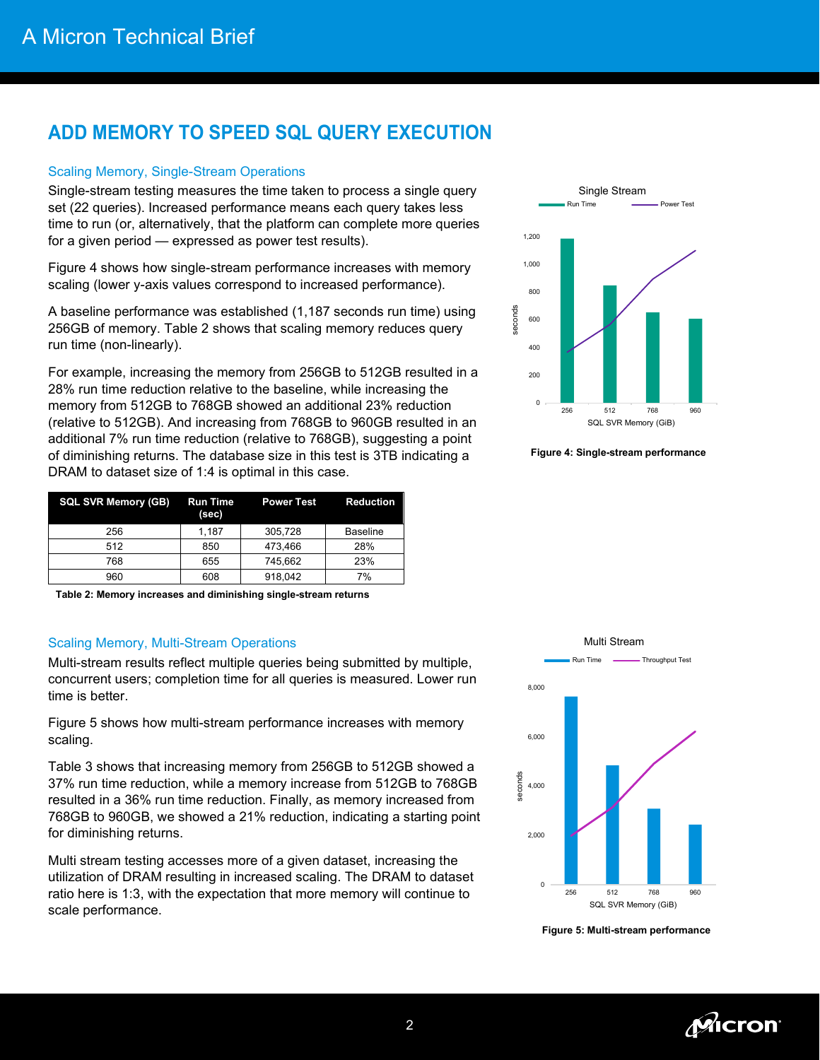# ADD MEMORY TO SPEED SQL QUERY EXECUTION

## Scaling Memory, Single-Stream Operations

Single-stream testing measures the time taken to process a single query set (22 queries). Increased performance means each query takes less time to run (or, alternatively, that the platform can complete more queries for a given period — expressed as power test results).

Figure 4 shows how single-stream performance increases with memory scaling (lower y-axis values correspond to increased performance).

A baseline performance was established (1,187 seconds run time) using 256GB of memory. Table 2 shows that scaling memory reduces query run time (non-linearly).

For example, increasing the memory from 256GB to 512GB resulted in a 28% run time reduction relative to the baseline, while increasing the memory from 512GB to 768GB showed an additional 23% reduction (relative to 512GB). And increasing from 768GB to 960GB resulted in an additional 7% run time reduction (relative to 768GB), suggesting a point of diminishing returns. The database size in this test is 3TB indicating a DRAM to dataset size of 1:4 is optimal in this case.

| SQL SVR Memory (GB) | Run Time (sec) | Power Test | Reduction |
|---|---|---|---|
| 256 | 1,187 | 305,728 | Baseline |
| 512 | 850 | 473,466 | 28% |
| 768 | 655 | 745,662 | 23% |
| 960 | 608 | 918,042 | 7% |

**Table 2: Memory increases and diminishing single-stream returns**

**Figure 4: Single-stream performance**

## Scaling Memory, Multi-Stream Operations

Multi-stream results reflect multiple queries being submitted by multiple, concurrent users; completion time for all queries is measured. Lower run time is better.

Figure 5 shows how multi-stream performance increases with memory scaling.

Table 3 shows that increasing memory from 256GB to 512GB showed a 37% run time reduction, while a memory increase from 512GB to 768GB resulted in a 36% run time reduction. Finally, as memory increased from 768GB to 960GB, we showed a 21% reduction, indicating a starting point for diminishing returns.

Multi stream testing accesses more of a given dataset, increasing the utilization of DRAM resulting in increased scaling. The DRAM to dataset ratio here is 1:3, with the expectation that more memory will continue to scale performance.

**Figure 5: Multi-stream performance**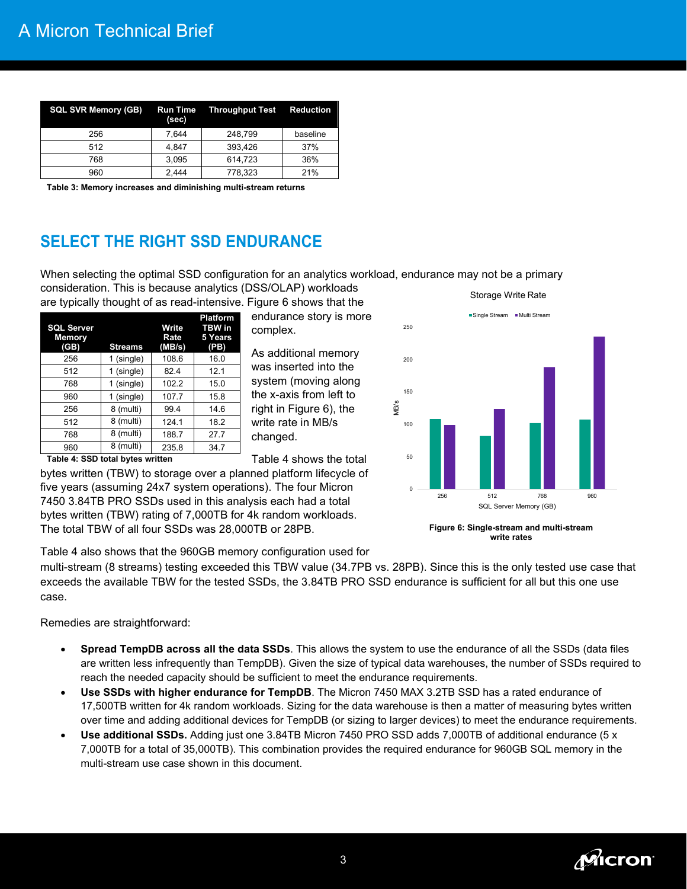| SQL SVR Memory (GB) | Run Time (sec) | Throughput Test | Reduction |
|---|---|---|---|
| 256 | 7,644 | 248,799 | baseline |
| 512 | 4,847 | 393,426 | 37% |
| 768 | 3,095 | 614,723 | 36% |
| 960 | 2,444 | 778,323 | 21% |

**Table 3: Memory increases and diminishing multi-stream returns**

## SELECT THE RIGHT SSD ENDURANCE

When selecting the optimal SSD configuration for an analytics workload, endurance may not be a primary consideration. This is because analytics (DSS/OLAP) workloads are typically thought of as read-intensive. Figure 6 shows that the endurance story is more complex.

| SQL Server Memory (GB) | Streams | Write Rate (MB/s) | Platform TBW in 5 Years (PB) |
|---|---|---|---|
| 256 | 1 (single) | 108.6 | 16.0 |
| 512 | 1 (single) | 82.4 | 12.1 |
| 768 | 1 (single) | 102.2 | 15.0 |
| 960 | 1 (single) | 107.7 | 15.8 |
| 256 | 8 (multi) | 99.4 | 14.6 |
| 512 | 8 (multi) | 124.1 | 18.2 |
| 768 | 8 (multi) | 188.7 | 27.7 |
| 960 | 8 (multi) | 235.8 | 34.7 |

**Table 4: SSD total bytes written**

As additional memory was inserted into the system (moving along the x-axis from left to right in Figure 6), the write rate in MB/s changed.

Table 4 shows the total bytes written (TBW) to storage over a planned platform lifecycle of five years (assuming 24x7 system operations). The four Micron 7450 3.84TB PRO SSDs used in this analysis each had a total bytes written (TBW) rating of 7,000TB for 4k random workloads. The total TBW of all four SSDs was 28,000TB or 28PB.

Storage Write Rate

**Figure 6: Single-stream and multi-stream write rates**

Table 4 also shows that the 960GB memory configuration used for multi-stream (8 streams) testing exceeded this TBW value (34.7PB vs. 28PB). Since this is the only tested use case that exceeds the available TBW for the tested SSDs, the 3.84TB PRO SSD endurance is sufficient for all but this one use case.

Remedies are straightforward:

- **Spread TempDB across all the data SSDs**. This allows the system to use the endurance of all the SSDs (data files are written less infrequently than TempDB). Given the size of typical data warehouses, the number of SSDs required to reach the needed capacity should be sufficient to meet the endurance requirements.
- **Use SSDs with higher endurance for TempDB**. The Micron 7450 MAX 3.2TB SSD has a rated endurance of 17,500TB written for 4k random workloads. Sizing for the data warehouse is then a matter of measuring bytes written over time and adding additional devices for TempDB (or sizing to larger devices) to meet the endurance requirements.
- **Use additional SSDs.** Adding just one 3.84TB Micron 7450 PRO SSD adds 7,000TB of additional endurance (5 x 7,000TB for a total of 35,000TB). This combination provides the required endurance for 960GB SQL memory in the multi-stream use case shown in this document.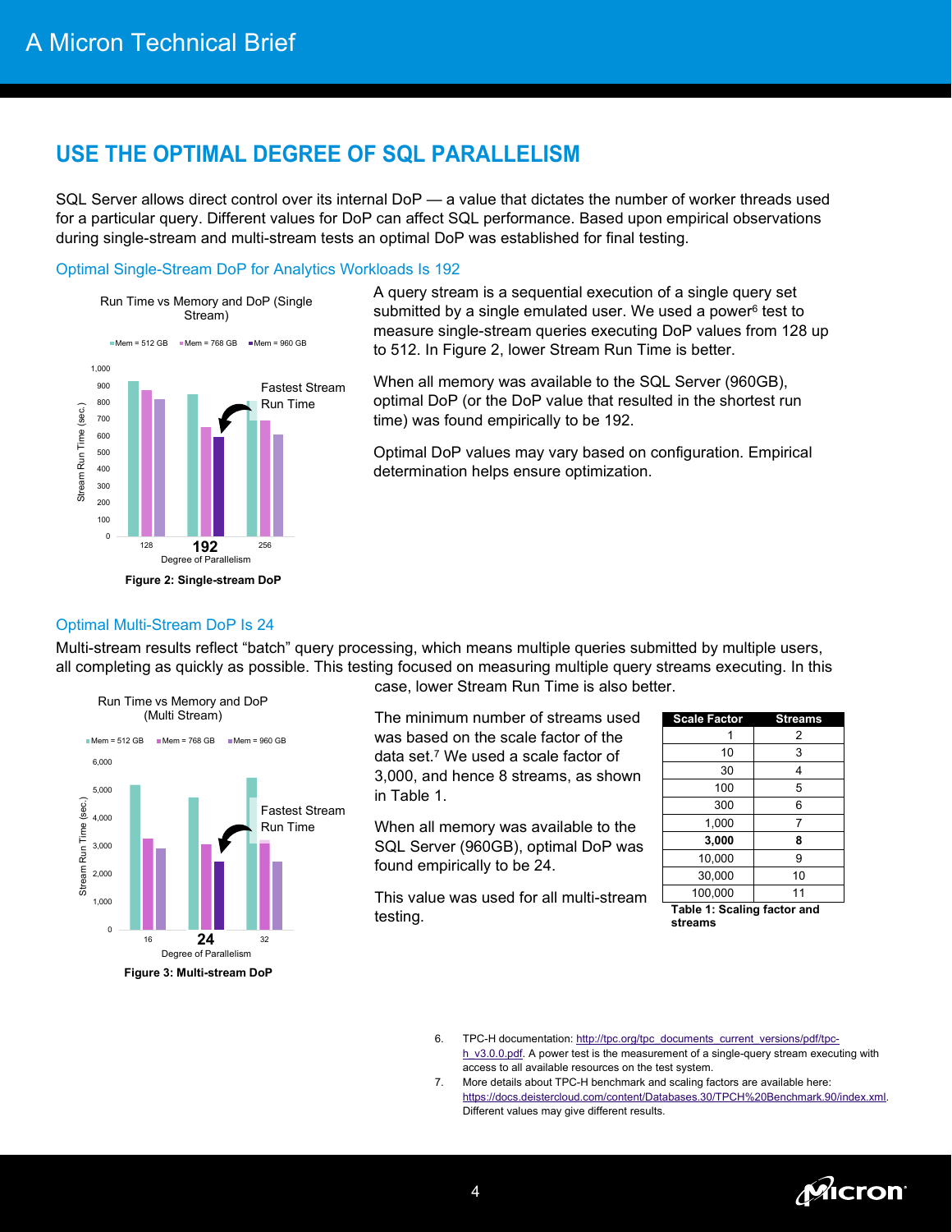## USE THE OPTIMAL DEGREE OF SQL PARALLELISM

SQL Server allows direct control over its internal DoP — a value that dictates the number of worker threads used for a particular query. Different values for DoP can affect SQL performance. Based upon empirical observations during single-stream and multi-stream tests an optimal DoP was established for final testing.

### Optimal Single-Stream DoP for Analytics Workloads Is 192

A query stream is a sequential execution of a single query set submitted by a single emulated user. We used a power[6] test to measure single-stream queries executing DoP values from 128 up to 512. In Figure 2, lower Stream Run Time is better.

When all memory was available to the SQL Server (960GB), optimal DoP (or the DoP value that resulted in the shortest run time) was found empirically to be 192.

Optimal DoP values may vary based on configuration. Empirical determination helps ensure optimization.

**Figure 2: Single-stream DoP**

### Optimal Multi-Stream DoP Is 24

Multi-stream results reflect "batch" query processing, which means multiple queries submitted by multiple users, all completing as quickly as possible. This testing focused on measuring multiple query streams executing. In this case, lower Stream Run Time is also better.

The minimum number of streams used was based on the scale factor of the data set.[7] We used a scale factor of 3,000, and hence 8 streams, as shown in Table 1.

When all memory was available to the SQL Server (960GB), optimal DoP was found empirically to be 24.

This value was used for all multi-stream testing.

| Scale Factor | Streams |
|---|---|
| 1 | 2 |
| 10 | 3 |
| 30 | 4 |
| 100 | 5 |
| 300 | 6 |
| 1,000 | 7 |
| **3,000** | **8** |
| 10,000 | 9 |
| 30,000 | 10 |
| 100,000 | 11 |

**Table 1: Scaling factor and streams**

**Figure 3: Multi-stream DoP**

6. TPC-H documentation: http://tpc.org/tpc_documents_current_versions/pdf/tpc-h_v3.0.0.pdf. A power test is the measurement of a single-query stream executing with access to all available resources on the test system.
7. More details about TPC-H benchmark and scaling factors are available here: https://docs.deistercloud.com/content/Databases.30/TPCH%20Benchmark.90/index.xml. Different values may give different results.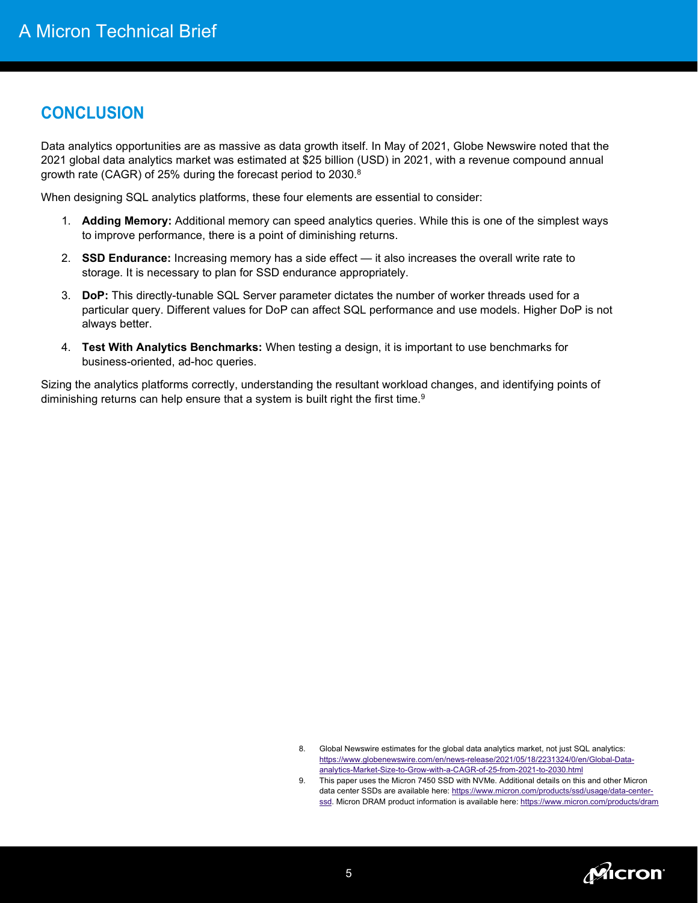## CONCLUSION

Data analytics opportunities are as massive as data growth itself. In May of 2021, Globe Newswire noted that the 2021 global data analytics market was estimated at $25 billion (USD) in 2021, with a revenue compound annual growth rate (CAGR) of 25% during the forecast period to 2030.[8]

When designing SQL analytics platforms, these four elements are essential to consider:

1. **Adding Memory:** Additional memory can speed analytics queries. While this is one of the simplest ways to improve performance, there is a point of diminishing returns.
2. **SSD Endurance:** Increasing memory has a side effect — it also increases the overall write rate to storage. It is necessary to plan for SSD endurance appropriately.
3. **DoP:** This directly-tunable SQL Server parameter dictates the number of worker threads used for a particular query. Different values for DoP can affect SQL performance and use models. Higher DoP is not always better.
4. **Test With Analytics Benchmarks:** When testing a design, it is important to use benchmarks for business-oriented, ad-hoc queries.

Sizing the analytics platforms correctly, understanding the resultant workload changes, and identifying points of diminishing returns can help ensure that a system is built right the first time.[9]

8. Global Newswire estimates for the global data analytics market, not just SQL analytics: https://www.globenewswire.com/en/news-release/2021/05/18/2231324/0/en/Global-Data-analytics-Market-Size-to-Grow-with-a-CAGR-of-25-from-2021-to-2030.html
9. This paper uses the Micron 7450 SSD with NVMe. Additional details on this and other Micron data center SSDs are available here: https://www.micron.com/products/ssd/usage/data-center-ssd. Micron DRAM product information is available here: https://www.micron.com/products/dram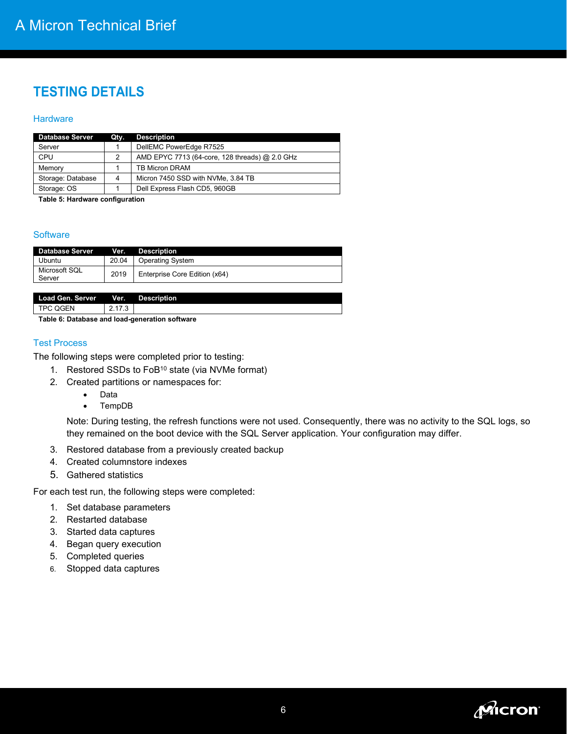## TESTING DETAILS

### Hardware

| Database Server | Qty. | Description |
|---|---|---|
| Server | 1 | DellEMC PowerEdge R7525 |
| CPU | 2 | AMD EPYC 7713 (64-core, 128 threads) @ 2.0 GHz |
| Memory | 1 | TB Micron DRAM |
| Storage: Database | 4 | Micron 7450 SSD with NVMe, 3.84 TB |
| Storage: OS | 1 | Dell Express Flash CD5, 960GB |

**Table 5: Hardware configuration**

### Software

| Database Server | Ver. | Description |
|---|---|---|
| Ubuntu | 20.04 | Operating System |
| Microsoft SQL Server | 2019 | Enterprise Core Edition (x64) |

| Load Gen. Server | Ver. | Description |
|---|---|---|
| TPC QGEN | 2.17.3 | |

**Table 6: Database and load-generation software**

### Test Process

The following steps were completed prior to testing:

1. Restored SSDs to FoB[10] state (via NVMe format)
2. Created partitions or namespaces for:
   - Data
   - TempDB

   Note: During testing, the refresh functions were not used. Consequently, there was no activity to the SQL logs, so they remained on the boot device with the SQL Server application. Your configuration may differ.
3. Restored database from a previously created backup
4. Created columnstore indexes
5. Gathered statistics

For each test run, the following steps were completed:

1. Set database parameters
2. Restarted database
3. Started data captures
4. Began query execution
5. Completed queries
6. Stopped data captures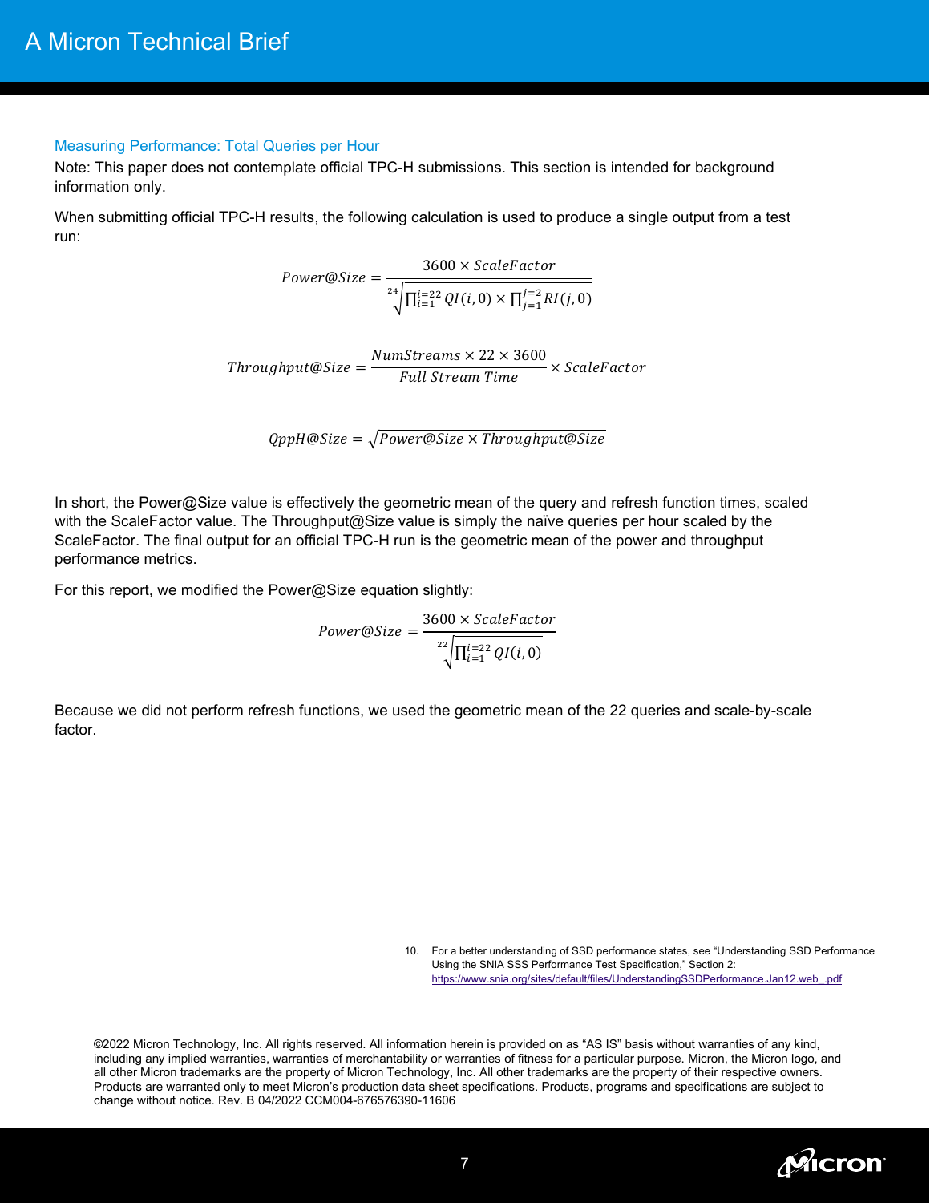### Measuring Performance: Total Queries per Hour

Note: This paper does not contemplate official TPC-H submissions. This section is intended for background information only.

When submitting official TPC-H results, the following calculation is used to produce a single output from a test run:

$$Power@Size = \frac{3600 \times ScaleFactor}{\sqrt[24]{\prod_{i=1}^{i=22} QI(i,0) \times \prod_{j=1}^{j=2} RI(j,0)}}$$

$$Throughput@Size = \frac{NumStreams \times 22 \times 3600}{Full\ Stream\ Time} \times ScaleFactor$$

$$QppH@Size = \sqrt{Power@Size \times Throughput@Size}$$

In short, the Power@Size value is effectively the geometric mean of the query and refresh function times, scaled with the ScaleFactor value. The Throughput@Size value is simply the naïve queries per hour scaled by the ScaleFactor. The final output for an official TPC-H run is the geometric mean of the power and throughput performance metrics.

For this report, we modified the Power@Size equation slightly:

$$Power@Size = \frac{3600 \times ScaleFactor}{\sqrt[22]{\prod_{i=1}^{i=22} QI(i,0)}}$$

Because we did not perform refresh functions, we used the geometric mean of the 22 queries and scale-by-scale factor.

10. For a better understanding of SSD performance states, see "Understanding SSD Performance Using the SNIA SSS Performance Test Specification," Section 2: https://www.snia.org/sites/default/files/UnderstandingSSDPerformance.Jan12.web_.pdf

©2022 Micron Technology, Inc. All rights reserved. All information herein is provided on as "AS IS" basis without warranties of any kind, including any implied warranties, warranties of merchantability or warranties of fitness for a particular purpose. Micron, the Micron logo, and all other Micron trademarks are the property of Micron Technology, Inc. All other trademarks are the property of their respective owners. Products are warranted only to meet Micron's production data sheet specifications. Products, programs and specifications are subject to change without notice. Rev. B 04/2022 CCM004-676576390-11606